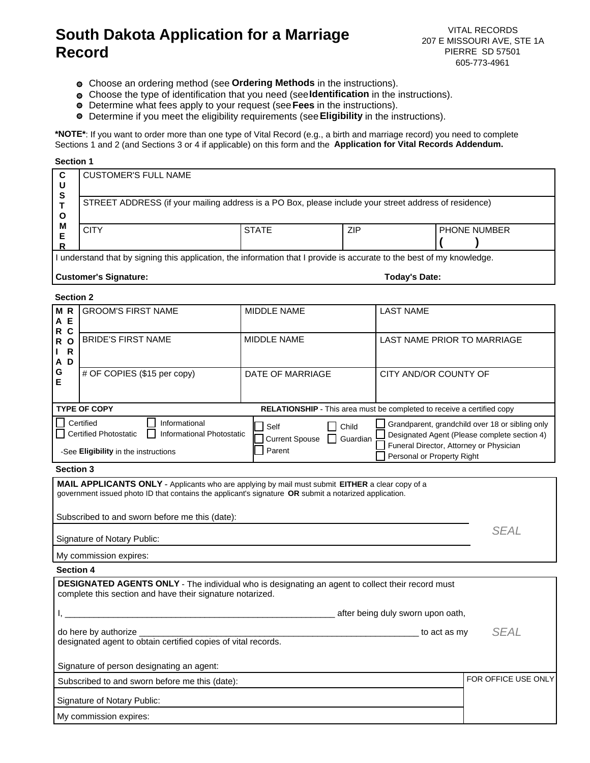# South Dakota Application for a Marriage Record

VITAL RECORDS
207 E MISSOURI AVE, STE 1A
PIERRE SD 57501
605-773-4961

- Choose an ordering method (see **Ordering Methods** in the instructions).
- Choose the type of identification that you need (see **Identification** in the instructions).
- Determine what fees apply to your request (see **Fees** in the instructions).
- Determine if you meet the eligibility requirements (see **Eligibility** in the instructions).

***NOTE***: If you want to order more than one type of Vital Record (e.g., a birth and marriage record) you need to complete Sections 1 and 2 (and Sections 3 or 4 if applicable) on this form and the **Application for Vital Records Addendum.**

**Section 1**

| CUSTOMER | | | | |
|---|---|---|---|---|
| | CUSTOMER'S FULL NAME | | | |
| | STREET ADDRESS (if your mailing address is a PO Box, please include your street address of residence) | | | |
| | CITY | STATE | ZIP | PHONE NUMBER ( ) |

I understand that by signing this application, the information that I provide is accurate to the best of my knowledge.

**Customer's Signature:** **Today's Date:**

**Section 2**

| MARRIAGE RECORD | | | |
|---|---|---|---|
| | GROOM'S FIRST NAME | MIDDLE NAME | LAST NAME |
| | BRIDE'S FIRST NAME | MIDDLE NAME | LAST NAME PRIOR TO MARRIAGE |
| | # OF COPIES ($15 per copy) | DATE OF MARRIAGE | CITY AND/OR COUNTY OF |

**TYPE OF COPY**

- ☐ Certified
- ☐ Informational
- ☐ Certified Photostatic
- ☐ Informational Photostatic

-See **Eligibility** in the instructions

**RELATIONSHIP** - This area must be completed to receive a certified copy

- ☐ Self
- ☐ Child
- ☐ Current Spouse
- ☐ Guardian
- ☐ Parent
- ☐ Grandparent, grandchild over 18 or sibling only
- ☐ Designated Agent (Please complete section 4)
- ☐ Funeral Director, Attorney or Physician
- ☐ Personal or Property Right

**Section 3**

**MAIL APPLICANTS ONLY** - Applicants who are applying by mail must submit **EITHER** a clear copy of a government issued photo ID that contains the applicant's signature **OR** submit a notarized application.

Subscribed to and sworn before me this (date):

Signature of Notary Public:

My commission expires:

*SEAL*

**Section 4**

**DESIGNATED AGENTS ONLY** - The individual who is designating an agent to collect their record must complete this section and have their signature notarized.

I, ________________________________________________________ after being duly sworn upon oath,

do here by authorize _________________________________________________________ to act as my designated agent to obtain certified copies of vital records.

*SEAL*

Signature of person designating an agent:

Subscribed to and sworn before me this (date):

Signature of Notary Public:

My commission expires:

FOR OFFICE USE ONLY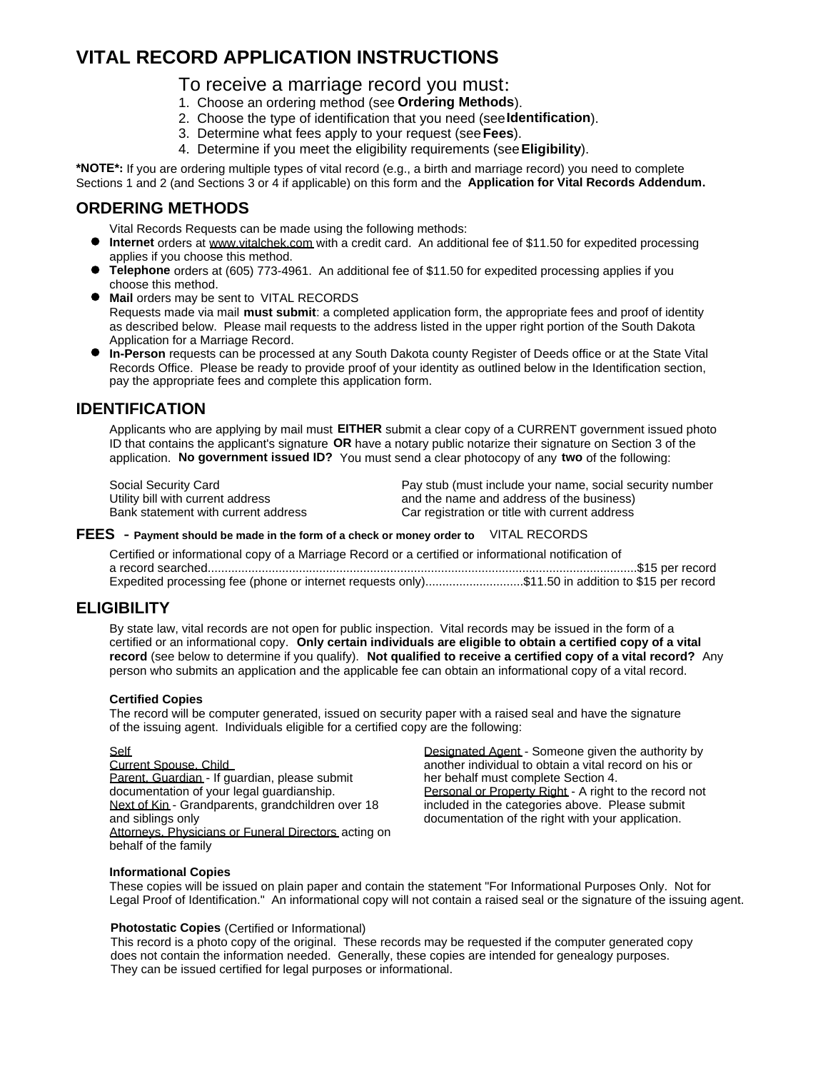# VITAL RECORD APPLICATION INSTRUCTIONS

## To receive a marriage record you must:

1. Choose an ordering method (see **Ordering Methods**).
2. Choose the type of identification that you need (see **Identification**).
3. Determine what fees apply to your request (see **Fees**).
4. Determine if you meet the eligibility requirements (see **Eligibility**).

***NOTE*:** If you are ordering multiple types of vital record (e.g., a birth and marriage record) you need to complete Sections 1 and 2 (and Sections 3 or 4 if applicable) on this form and the **Application for Vital Records Addendum.**

## ORDERING METHODS

Vital Records Requests can be made using the following methods:

- **Internet** orders at www.vitalchek.com with a credit card. An additional fee of $11.50 for expedited processing applies if you choose this method.
- **Telephone** orders at (605) 773-4961. An additional fee of $11.50 for expedited processing applies if you choose this method.
- **Mail** orders may be sent to VITAL RECORDS  
  Requests made via mail **must submit**: a completed application form, the appropriate fees and proof of identity as described below. Please mail requests to the address listed in the upper right portion of the South Dakota Application for a Marriage Record.
- **In-Person** requests can be processed at any South Dakota county Register of Deeds office or at the State Vital Records Office. Please be ready to provide proof of your identity as outlined below in the Identification section, pay the appropriate fees and complete this application form.

## IDENTIFICATION

Applicants who are applying by mail must **EITHER** submit a clear copy of a CURRENT government issued photo ID that contains the applicant's signature **OR** have a notary public notarize their signature on Section 3 of the application. **No government issued ID?** You must send a clear photocopy of any **two** of the following:

Social Security Card  
Utility bill with current address  
Bank statement with current address  
Pay stub (must include your name, social security number and the name and address of the business)  
Car registration or title with current address

## FEES - Payment should be made in the form of a check or money order to VITAL RECORDS

Certified or informational copy of a Marriage Record or a certified or informational notification of a record searched..............................................................................................................................$15 per record  
Expedited processing fee (phone or internet requests only).............................$11.50 in addition to $15 per record

## ELIGIBILITY

By state law, vital records are not open for public inspection. Vital records may be issued in the form of a certified or an informational copy. **Only certain individuals are eligible to obtain a certified copy of a vital record** (see below to determine if you qualify). **Not qualified to receive a certified copy of a vital record?** Any person who submits an application and the applicable fee can obtain an informational copy of a vital record.

**Certified Copies**  
The record will be computer generated, issued on security paper with a raised seal and have the signature of the issuing agent. Individuals eligible for a certified copy are the following:

Self  
Current Spouse, Child  
Parent, Guardian - If guardian, please submit documentation of your legal guardianship.  
Next of Kin - Grandparents, grandchildren over 18 and siblings only  
Attorneys, Physicians or Funeral Directors acting on behalf of the family  
Designated Agent - Someone given the authority by another individual to obtain a vital record on his or her behalf must complete Section 4.  
Personal or Property Right - A right to the record not included in the categories above. Please submit documentation of the right with your application.

**Informational Copies**  
These copies will be issued on plain paper and contain the statement "For Informational Purposes Only. Not for Legal Proof of Identification." An informational copy will not contain a raised seal or the signature of the issuing agent.

**Photostatic Copies** (Certified or Informational)  
This record is a photo copy of the original. These records may be requested if the computer generated copy does not contain the information needed. Generally, these copies are intended for genealogy purposes. They can be issued certified for legal purposes or informational.